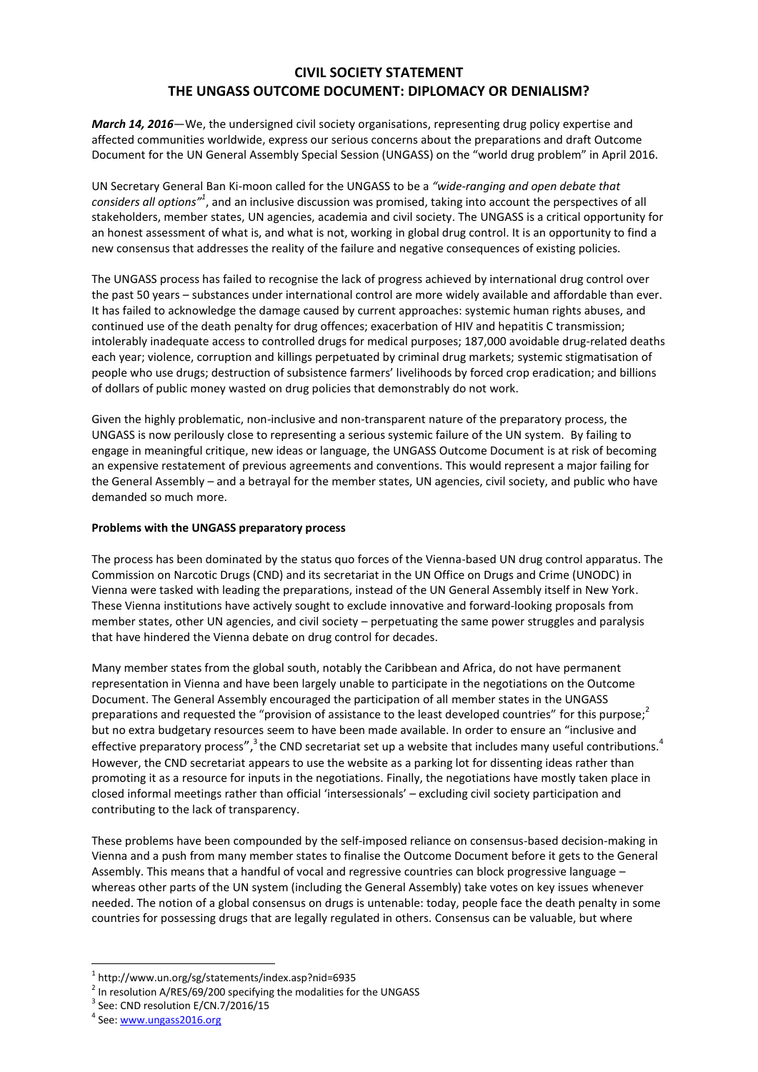# CIVIL SOCIETY STATEMENT
# THE UNGASS OUTCOME DOCUMENT: DIPLOMACY OR DENIALISM?

***March 14, 2016***—We, the undersigned civil society organisations, representing drug policy expertise and affected communities worldwide, express our serious concerns about the preparations and draft Outcome Document for the UN General Assembly Special Session (UNGASS) on the "world drug problem" in April 2016.

UN Secretary General Ban Ki-moon called for the UNGASS to be a *"wide-ranging and open debate that considers all options"*[1], and an inclusive discussion was promised, taking into account the perspectives of all stakeholders, member states, UN agencies, academia and civil society. The UNGASS is a critical opportunity for an honest assessment of what is, and what is not, working in global drug control. It is an opportunity to find a new consensus that addresses the reality of the failure and negative consequences of existing policies.

The UNGASS process has failed to recognise the lack of progress achieved by international drug control over the past 50 years – substances under international control are more widely available and affordable than ever. It has failed to acknowledge the damage caused by current approaches: systemic human rights abuses, and continued use of the death penalty for drug offences; exacerbation of HIV and hepatitis C transmission; intolerably inadequate access to controlled drugs for medical purposes; 187,000 avoidable drug-related deaths each year; violence, corruption and killings perpetuated by criminal drug markets; systemic stigmatisation of people who use drugs; destruction of subsistence farmers' livelihoods by forced crop eradication; and billions of dollars of public money wasted on drug policies that demonstrably do not work.

Given the highly problematic, non-inclusive and non-transparent nature of the preparatory process, the UNGASS is now perilously close to representing a serious systemic failure of the UN system. By failing to engage in meaningful critique, new ideas or language, the UNGASS Outcome Document is at risk of becoming an expensive restatement of previous agreements and conventions. This would represent a major failing for the General Assembly – and a betrayal for the member states, UN agencies, civil society, and public who have demanded so much more.

**Problems with the UNGASS preparatory process**

The process has been dominated by the status quo forces of the Vienna-based UN drug control apparatus. The Commission on Narcotic Drugs (CND) and its secretariat in the UN Office on Drugs and Crime (UNODC) in Vienna were tasked with leading the preparations, instead of the UN General Assembly itself in New York. These Vienna institutions have actively sought to exclude innovative and forward-looking proposals from member states, other UN agencies, and civil society – perpetuating the same power struggles and paralysis that have hindered the Vienna debate on drug control for decades.

Many member states from the global south, notably the Caribbean and Africa, do not have permanent representation in Vienna and have been largely unable to participate in the negotiations on the Outcome Document. The General Assembly encouraged the participation of all member states in the UNGASS preparations and requested the "provision of assistance to the least developed countries" for this purpose;[2] but no extra budgetary resources seem to have been made available. In order to ensure an "inclusive and effective preparatory process",[3] the CND secretariat set up a website that includes many useful contributions.[4] However, the CND secretariat appears to use the website as a parking lot for dissenting ideas rather than promoting it as a resource for inputs in the negotiations. Finally, the negotiations have mostly taken place in closed informal meetings rather than official 'intersessionals' – excluding civil society participation and contributing to the lack of transparency.

These problems have been compounded by the self-imposed reliance on consensus-based decision-making in Vienna and a push from many member states to finalise the Outcome Document before it gets to the General Assembly. This means that a handful of vocal and regressive countries can block progressive language – whereas other parts of the UN system (including the General Assembly) take votes on key issues whenever needed. The notion of a global consensus on drugs is untenable: today, people face the death penalty in some countries for possessing drugs that are legally regulated in others. Consensus can be valuable, but where

---

[1] http://www.un.org/sg/statements/index.asp?nid=6935

[2] In resolution A/RES/69/200 specifying the modalities for the UNGASS

[3] See: CND resolution E/CN.7/2016/15

[4] See: www.ungass2016.org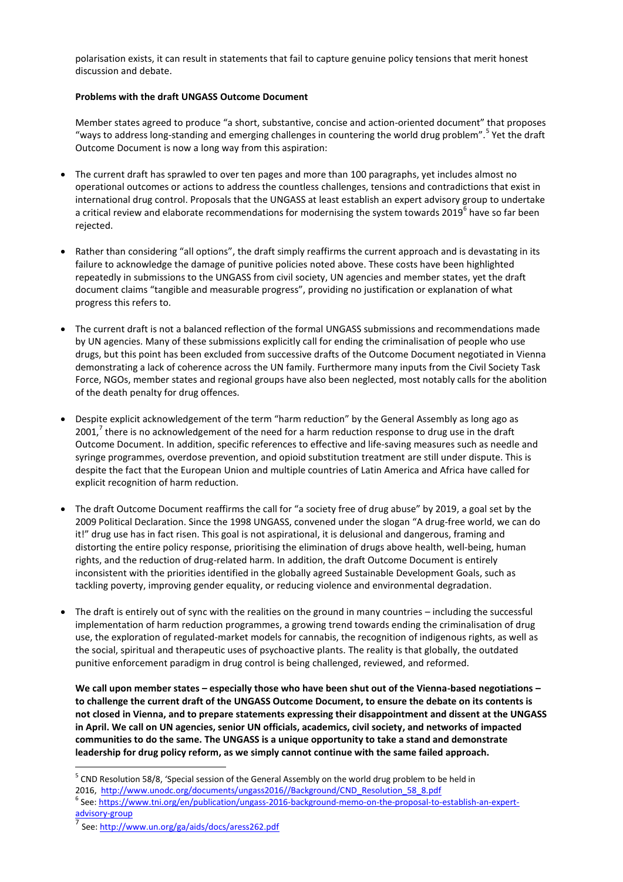polarisation exists, it can result in statements that fail to capture genuine policy tensions that merit honest discussion and debate.

**Problems with the draft UNGASS Outcome Document**

Member states agreed to produce "a short, substantive, concise and action-oriented document" that proposes "ways to address long-standing and emerging challenges in countering the world drug problem".[5] Yet the draft Outcome Document is now a long way from this aspiration:

- The current draft has sprawled to over ten pages and more than 100 paragraphs, yet includes almost no operational outcomes or actions to address the countless challenges, tensions and contradictions that exist in international drug control. Proposals that the UNGASS at least establish an expert advisory group to undertake a critical review and elaborate recommendations for modernising the system towards 2019[6] have so far been rejected.

- Rather than considering "all options", the draft simply reaffirms the current approach and is devastating in its failure to acknowledge the damage of punitive policies noted above. These costs have been highlighted repeatedly in submissions to the UNGASS from civil society, UN agencies and member states, yet the draft document claims "tangible and measurable progress", providing no justification or explanation of what progress this refers to.

- The current draft is not a balanced reflection of the formal UNGASS submissions and recommendations made by UN agencies. Many of these submissions explicitly call for ending the criminalisation of people who use drugs, but this point has been excluded from successive drafts of the Outcome Document negotiated in Vienna demonstrating a lack of coherence across the UN family. Furthermore many inputs from the Civil Society Task Force, NGOs, member states and regional groups have also been neglected, most notably calls for the abolition of the death penalty for drug offences.

- Despite explicit acknowledgement of the term "harm reduction" by the General Assembly as long ago as 2001,[7] there is no acknowledgement of the need for a harm reduction response to drug use in the draft Outcome Document. In addition, specific references to effective and life-saving measures such as needle and syringe programmes, overdose prevention, and opioid substitution treatment are still under dispute. This is despite the fact that the European Union and multiple countries of Latin America and Africa have called for explicit recognition of harm reduction.

- The draft Outcome Document reaffirms the call for "a society free of drug abuse" by 2019, a goal set by the 2009 Political Declaration. Since the 1998 UNGASS, convened under the slogan "A drug-free world, we can do it!" drug use has in fact risen. This goal is not aspirational, it is delusional and dangerous, framing and distorting the entire policy response, prioritising the elimination of drugs above health, well-being, human rights, and the reduction of drug-related harm. In addition, the draft Outcome Document is entirely inconsistent with the priorities identified in the globally agreed Sustainable Development Goals, such as tackling poverty, improving gender equality, or reducing violence and environmental degradation.

- The draft is entirely out of sync with the realities on the ground in many countries – including the successful implementation of harm reduction programmes, a growing trend towards ending the criminalisation of drug use, the exploration of regulated-market models for cannabis, the recognition of indigenous rights, as well as the social, spiritual and therapeutic uses of psychoactive plants. The reality is that globally, the outdated punitive enforcement paradigm in drug control is being challenged, reviewed, and reformed.

**We call upon member states – especially those who have been shut out of the Vienna-based negotiations – to challenge the current draft of the UNGASS Outcome Document, to ensure the debate on its contents is not closed in Vienna, and to prepare statements expressing their disappointment and dissent at the UNGASS in April. We call on UN agencies, senior UN officials, academics, civil society, and networks of impacted communities to do the same. The UNGASS is a unique opportunity to take a stand and demonstrate leadership for drug policy reform, as we simply cannot continue with the same failed approach.**

---

[5] CND Resolution 58/8, 'Special session of the General Assembly on the world drug problem to be held in 2016, http://www.unodc.org/documents/ungass2016//Background/CND_Resolution_58_8.pdf

[6] See: https://www.tni.org/en/publication/ungass-2016-background-memo-on-the-proposal-to-establish-an-expert-advisory-group

[7] See: http://www.un.org/ga/aids/docs/aress262.pdf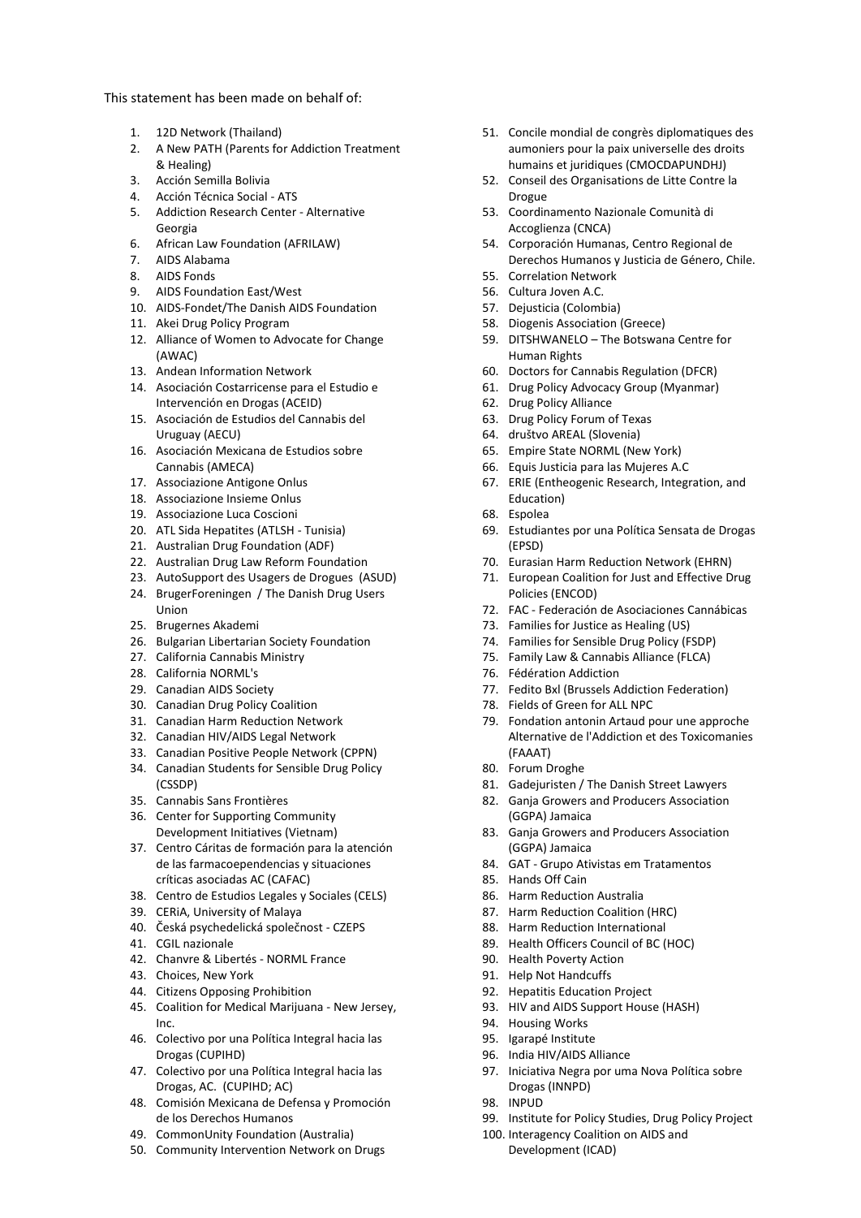This statement has been made on behalf of:

1. 12D Network (Thailand)
2. A New PATH (Parents for Addiction Treatment & Healing)
3. Acción Semilla Bolivia
4. Acción Técnica Social - ATS
5. Addiction Research Center - Alternative Georgia
6. African Law Foundation (AFRILAW)
7. AIDS Alabama
8. AIDS Fonds
9. AIDS Foundation East/West
10. AIDS-Fondet/The Danish AIDS Foundation
11. Akei Drug Policy Program
12. Alliance of Women to Advocate for Change (AWAC)
13. Andean Information Network
14. Asociación Costarricense para el Estudio e Intervención en Drogas (ACEID)
15. Asociación de Estudios del Cannabis del Uruguay (AECU)
16. Asociación Mexicana de Estudios sobre Cannabis (AMECA)
17. Associazione Antigone Onlus
18. Associazione Insieme Onlus
19. Associazione Luca Coscioni
20. ATL Sida Hepatites (ATLSH - Tunisia)
21. Australian Drug Foundation (ADF)
22. Australian Drug Law Reform Foundation
23. AutoSupport des Usagers de Drogues (ASUD)
24. BrugerForeningen / The Danish Drug Users Union
25. Brugernes Akademi
26. Bulgarian Libertarian Society Foundation
27. California Cannabis Ministry
28. California NORML's
29. Canadian AIDS Society
30. Canadian Drug Policy Coalition
31. Canadian Harm Reduction Network
32. Canadian HIV/AIDS Legal Network
33. Canadian Positive People Network (CPPN)
34. Canadian Students for Sensible Drug Policy (CSSDP)
35. Cannabis Sans Frontières
36. Center for Supporting Community Development Initiatives (Vietnam)
37. Centro Cáritas de formación para la atención de las farmacoependencias y situaciones críticas asociadas AC (CAFAC)
38. Centro de Estudios Legales y Sociales (CELS)
39. CERiA, University of Malaya
40. Česká psychedelická společnost - CZEPS
41. CGIL nazionale
42. Chanvre & Libertés - NORML France
43. Choices, New York
44. Citizens Opposing Prohibition
45. Coalition for Medical Marijuana - New Jersey, Inc.
46. Colectivo por una Política Integral hacia las Drogas (CUPIHD)
47. Colectivo por una Política Integral hacia las Drogas, AC. (CUPIHD; AC)
48. Comisión Mexicana de Defensa y Promoción de los Derechos Humanos
49. CommonUnity Foundation (Australia)
50. Community Intervention Network on Drugs
51. Concile mondial de congrès diplomatiques des aumoniers pour la paix universelle des droits humains et juridiques (CMOCDAPUNDHJ)
52. Conseil des Organisations de Litte Contre la Drogue
53. Coordinamento Nazionale Comunità di Accoglienza (CNCA)
54. Corporación Humanas, Centro Regional de Derechos Humanos y Justicia de Género, Chile.
55. Correlation Network
56. Cultura Joven A.C.
57. Dejusticia (Colombia)
58. Diogenis Association (Greece)
59. DITSHWANELO – The Botswana Centre for Human Rights
60. Doctors for Cannabis Regulation (DFCR)
61. Drug Policy Advocacy Group (Myanmar)
62. Drug Policy Alliance
63. Drug Policy Forum of Texas
64. društvo AREAL (Slovenia)
65. Empire State NORML (New York)
66. Equis Justicia para las Mujeres A.C
67. ERIE (Entheogenic Research, Integration, and Education)
68. Espolea
69. Estudiantes por una Política Sensata de Drogas (EPSD)
70. Eurasian Harm Reduction Network (EHRN)
71. European Coalition for Just and Effective Drug Policies (ENCOD)
72. FAC - Federación de Asociaciones Cannábicas
73. Families for Justice as Healing (US)
74. Families for Sensible Drug Policy (FSDP)
75. Family Law & Cannabis Alliance (FLCA)
76. Fédération Addiction
77. Fedito Bxl (Brussels Addiction Federation)
78. Fields of Green for ALL NPC
79. Fondation antonin Artaud pour une approche Alternative de l'Addiction et des Toxicomanies (FAAAT)
80. Forum Droghe
81. Gadejuristen / The Danish Street Lawyers
82. Ganja Growers and Producers Association (GGPA) Jamaica
83. Ganja Growers and Producers Association (GGPA) Jamaica
84. GAT - Grupo Ativistas em Tratamentos
85. Hands Off Cain
86. Harm Reduction Australia
87. Harm Reduction Coalition (HRC)
88. Harm Reduction International
89. Health Officers Council of BC (HOC)
90. Health Poverty Action
91. Help Not Handcuffs
92. Hepatitis Education Project
93. HIV and AIDS Support House (HASH)
94. Housing Works
95. Igarapé Institute
96. India HIV/AIDS Alliance
97. Iniciativa Negra por uma Nova Política sobre Drogas (INNPD)
98. INPUD
99. Institute for Policy Studies, Drug Policy Project
100. Interagency Coalition on AIDS and Development (ICAD)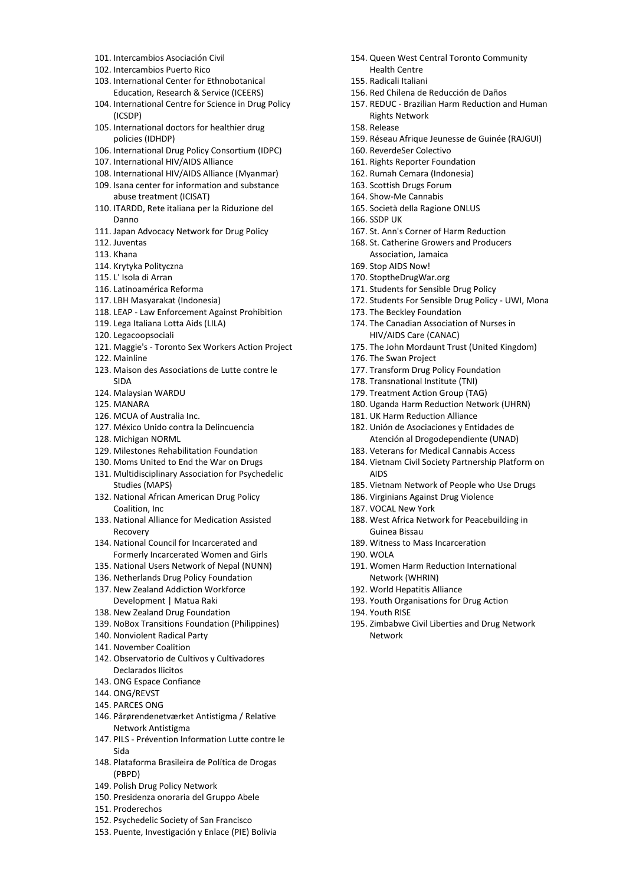101. Intercambios Asociación Civil
102. Intercambios Puerto Rico
103. International Center for Ethnobotanical Education, Research & Service (ICEERS)
104. International Centre for Science in Drug Policy (ICSDP)
105. International doctors for healthier drug policies (IDHDP)
106. International Drug Policy Consortium (IDPC)
107. International HIV/AIDS Alliance
108. International HIV/AIDS Alliance (Myanmar)
109. Isana center for information and substance abuse treatment (ICISAT)
110. ITARDD, Rete italiana per la Riduzione del Danno
111. Japan Advocacy Network for Drug Policy
112. Juventas
113. Khana
114. Krytyka Polityczna
115. L' Isola di Arran
116. Latinoamérica Reforma
117. LBH Masyarakat (Indonesia)
118. LEAP - Law Enforcement Against Prohibition
119. Lega Italiana Lotta Aids (LILA)
120. Legacoopsociali
121. Maggie's - Toronto Sex Workers Action Project
122. Mainline
123. Maison des Associations de Lutte contre le SIDA
124. Malaysian WARDU
125. MANARA
126. MCUA of Australia Inc.
127. México Unido contra la Delincuencia
128. Michigan NORML
129. Milestones Rehabilitation Foundation
130. Moms United to End the War on Drugs
131. Multidisciplinary Association for Psychedelic Studies (MAPS)
132. National African American Drug Policy Coalition, Inc
133. National Alliance for Medication Assisted Recovery
134. National Council for Incarcerated and Formerly Incarcerated Women and Girls
135. National Users Network of Nepal (NUNN)
136. Netherlands Drug Policy Foundation
137. New Zealand Addiction Workforce Development | Matua Raki
138. New Zealand Drug Foundation
139. NoBox Transitions Foundation (Philippines)
140. Nonviolent Radical Party
141. November Coalition
142. Observatorio de Cultivos y Cultivadores Declarados Ilicitos
143. ONG Espace Confiance
144. ONG/REVST
145. PARCES ONG
146. Pårørendenetværket Antistigma / Relative Network Antistigma
147. PILS - Prévention Information Lutte contre le Sida
148. Plataforma Brasileira de Política de Drogas (PBPD)
149. Polish Drug Policy Network
150. Presidenza onoraria del Gruppo Abele
151. Proderechos
152. Psychedelic Society of San Francisco
153. Puente, Investigación y Enlace (PIE) Bolivia
154. Queen West Central Toronto Community Health Centre
155. Radicali Italiani
156. Red Chilena de Reducción de Daños
157. REDUC - Brazilian Harm Reduction and Human Rights Network
158. Release
159. Réseau Afrique Jeunesse de Guinée (RAJGUI)
160. ReverdeSer Colectivo
161. Rights Reporter Foundation
162. Rumah Cemara (Indonesia)
163. Scottish Drugs Forum
164. Show-Me Cannabis
165. Società della Ragione ONLUS
166. SSDP UK
167. St. Ann's Corner of Harm Reduction
168. St. Catherine Growers and Producers Association, Jamaica
169. Stop AIDS Now!
170. StoptheDrugWar.org
171. Students for Sensible Drug Policy
172. Students For Sensible Drug Policy - UWI, Mona
173. The Beckley Foundation
174. The Canadian Association of Nurses in HIV/AIDS Care (CANAC)
175. The John Mordaunt Trust (United Kingdom)
176. The Swan Project
177. Transform Drug Policy Foundation
178. Transnational Institute (TNI)
179. Treatment Action Group (TAG)
180. Uganda Harm Reduction Network (UHRN)
181. UK Harm Reduction Alliance
182. Unión de Asociaciones y Entidades de Atención al Drogodependiente (UNAD)
183. Veterans for Medical Cannabis Access
184. Vietnam Civil Society Partnership Platform on AIDS
185. Vietnam Network of People who Use Drugs
186. Virginians Against Drug Violence
187. VOCAL New York
188. West Africa Network for Peacebuilding in Guinea Bissau
189. Witness to Mass Incarceration
190. WOLA
191. Women Harm Reduction International Network (WHRIN)
192. World Hepatitis Alliance
193. Youth Organisations for Drug Action
194. Youth RISE
195. Zimbabwe Civil Liberties and Drug Network Network